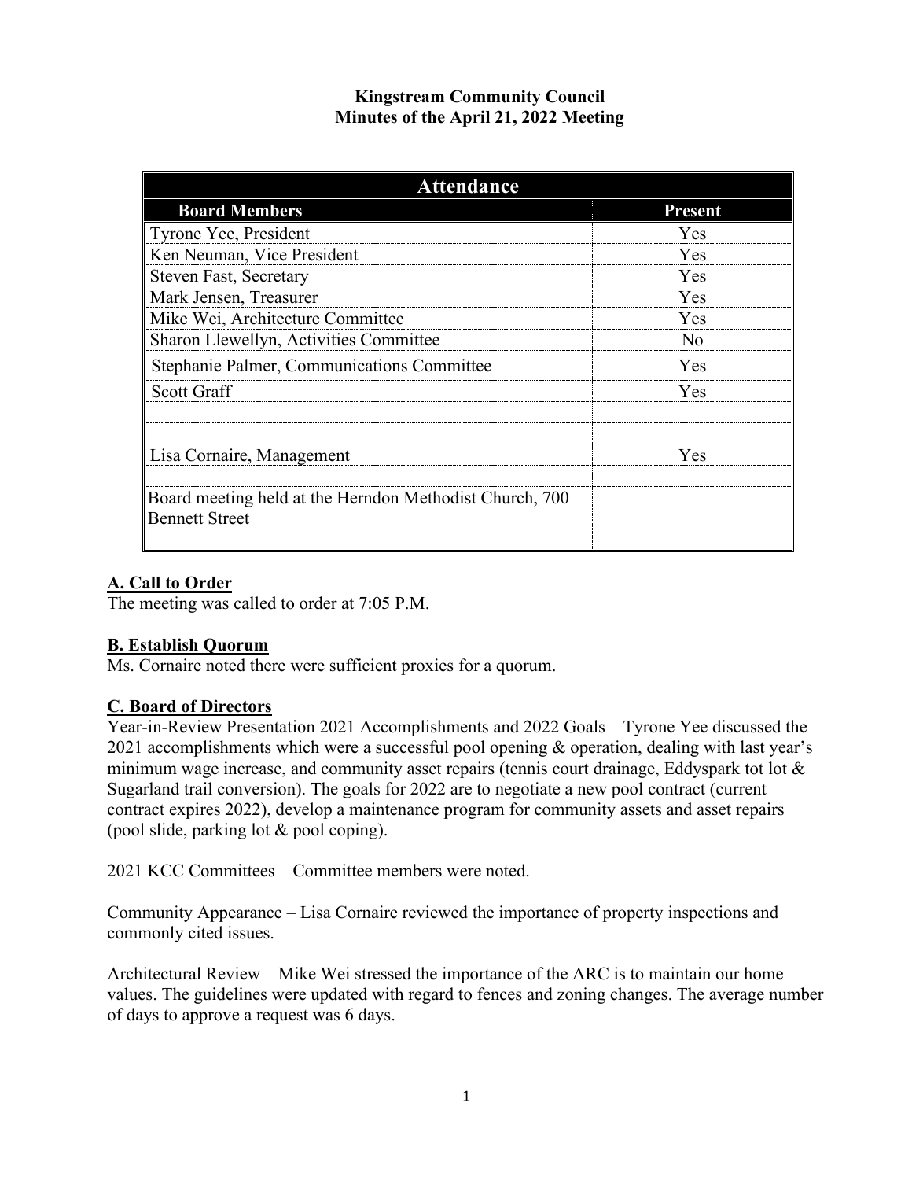**Kingstream Community Council**
**Minutes of the April 21, 2022 Meeting**

| Attendance | |
|---|---|
| **Board Members** | **Present** |
| Tyrone Yee, President | Yes |
| Ken Neuman, Vice President | Yes |
| Steven Fast, Secretary | Yes |
| Mark Jensen, Treasurer | Yes |
| Mike Wei, Architecture Committee | Yes |
| Sharon Llewellyn, Activities Committee | No |
| Stephanie Palmer, Communications Committee | Yes |
| Scott Graff | Yes |
| | |
| | |
| Lisa Cornaire, Management | Yes |
| | |
| Board meeting held at the Herndon Methodist Church, 700 Bennett Street | |
| | |

## A. Call to Order

The meeting was called to order at 7:05 P.M.

## B. Establish Quorum

Ms. Cornaire noted there were sufficient proxies for a quorum.

## C. Board of Directors

Year-in-Review Presentation 2021 Accomplishments and 2022 Goals – Tyrone Yee discussed the 2021 accomplishments which were a successful pool opening & operation, dealing with last year's minimum wage increase, and community asset repairs (tennis court drainage, Eddyspark tot lot & Sugarland trail conversion). The goals for 2022 are to negotiate a new pool contract (current contract expires 2022), develop a maintenance program for community assets and asset repairs (pool slide, parking lot & pool coping).

2021 KCC Committees – Committee members were noted.

Community Appearance – Lisa Cornaire reviewed the importance of property inspections and commonly cited issues.

Architectural Review – Mike Wei stressed the importance of the ARC is to maintain our home values. The guidelines were updated with regard to fences and zoning changes. The average number of days to approve a request was 6 days.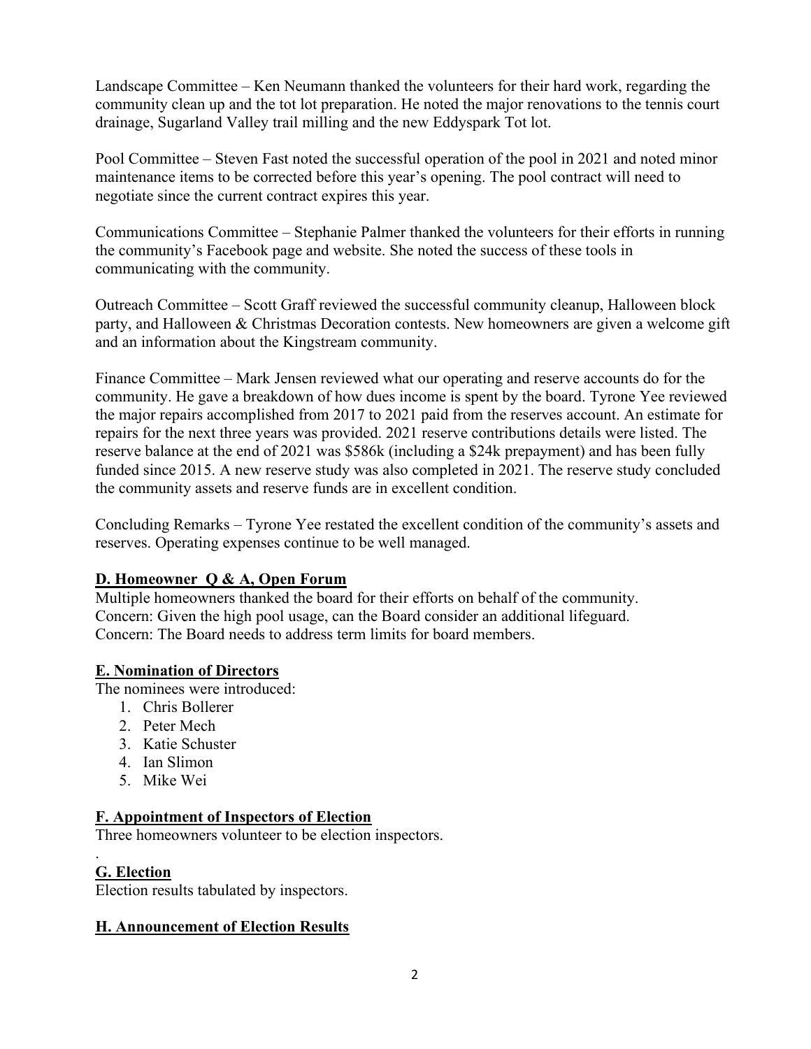Landscape Committee – Ken Neumann thanked the volunteers for their hard work, regarding the community clean up and the tot lot preparation. He noted the major renovations to the tennis court drainage, Sugarland Valley trail milling and the new Eddyspark Tot lot.

Pool Committee – Steven Fast noted the successful operation of the pool in 2021 and noted minor maintenance items to be corrected before this year's opening. The pool contract will need to negotiate since the current contract expires this year.

Communications Committee – Stephanie Palmer thanked the volunteers for their efforts in running the community's Facebook page and website. She noted the success of these tools in communicating with the community.

Outreach Committee – Scott Graff reviewed the successful community cleanup, Halloween block party, and Halloween & Christmas Decoration contests. New homeowners are given a welcome gift and an information about the Kingstream community.

Finance Committee – Mark Jensen reviewed what our operating and reserve accounts do for the community. He gave a breakdown of how dues income is spent by the board. Tyrone Yee reviewed the major repairs accomplished from 2017 to 2021 paid from the reserves account. An estimate for repairs for the next three years was provided. 2021 reserve contributions details were listed. The reserve balance at the end of 2021 was $586k (including a $24k prepayment) and has been fully funded since 2015. A new reserve study was also completed in 2021. The reserve study concluded the community assets and reserve funds are in excellent condition.

Concluding Remarks – Tyrone Yee restated the excellent condition of the community's assets and reserves. Operating expenses continue to be well managed.

## D. Homeowner Q & A, Open Forum

Multiple homeowners thanked the board for their efforts on behalf of the community.
Concern: Given the high pool usage, can the Board consider an additional lifeguard.
Concern: The Board needs to address term limits for board members.

## E. Nomination of Directors

The nominees were introduced:

1. Chris Bollerer
2. Peter Mech
3. Katie Schuster
4. Ian Slimon
5. Mike Wei

## F. Appointment of Inspectors of Election

Three homeowners volunteer to be election inspectors.

## G. Election

Election results tabulated by inspectors.

## H. Announcement of Election Results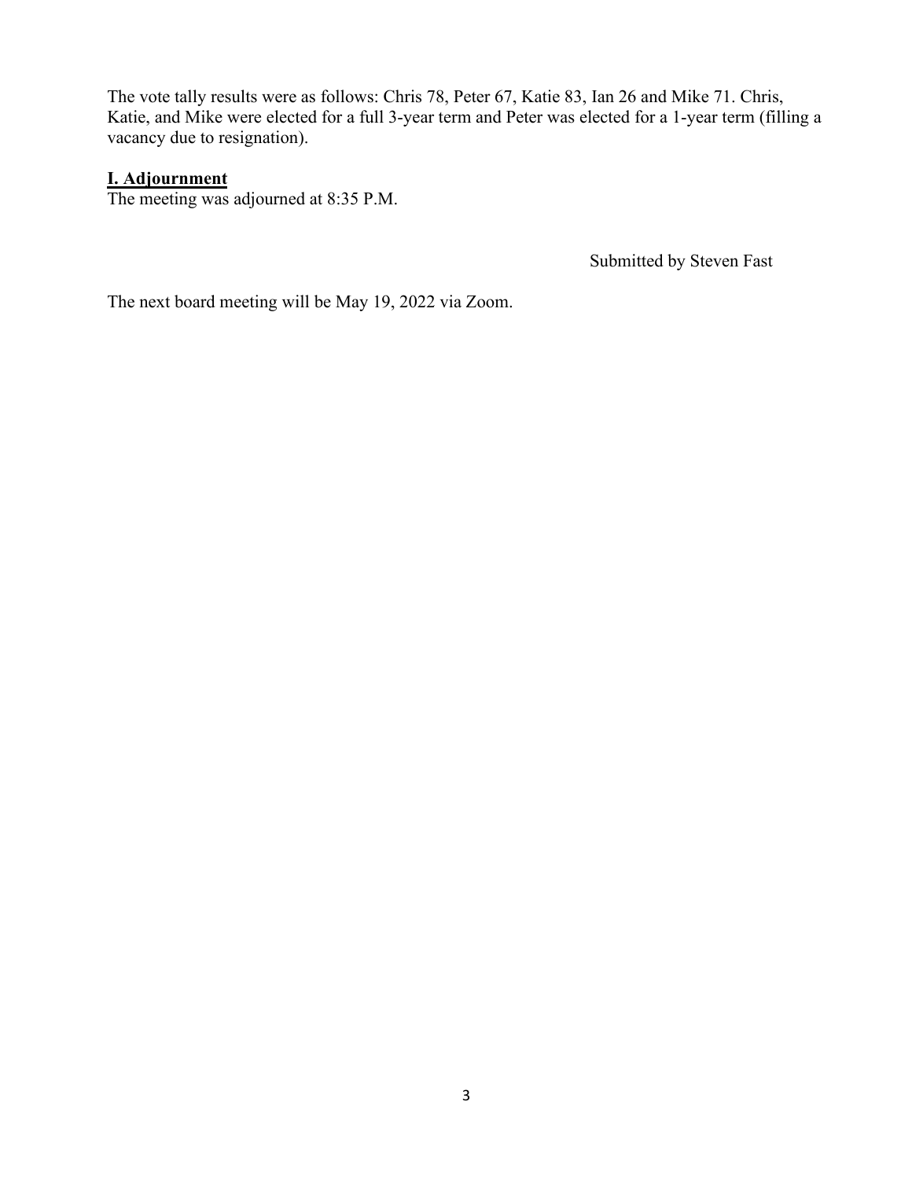The vote tally results were as follows: Chris 78, Peter 67, Katie 83, Ian 26 and Mike 71. Chris, Katie, and Mike were elected for a full 3-year term and Peter was elected for a 1-year term (filling a vacancy due to resignation).

## I. Adjournment

The meeting was adjourned at 8:35 P.M.

Submitted by Steven Fast

The next board meeting will be May 19, 2022 via Zoom.